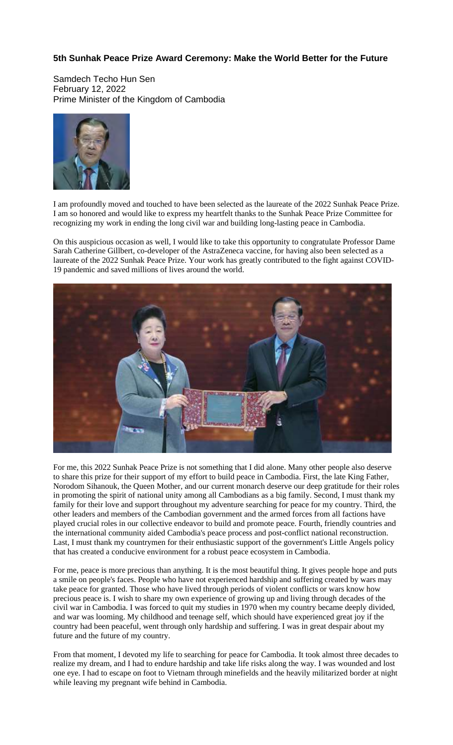# 5th Sunhak Peace Prize Award Ceremony: Make the World Better for the Future

Samdech Techo Hun Sen
February 12, 2022
Prime Minister of the Kingdom of Cambodia

I am profoundly moved and touched to have been selected as the laureate of the 2022 Sunhak Peace Prize. I am so honored and would like to express my heartfelt thanks to the Sunhak Peace Prize Committee for recognizing my work in ending the long civil war and building long-lasting peace in Cambodia.

On this auspicious occasion as well, I would like to take this opportunity to congratulate Professor Dame Sarah Catherine Gillbert, co-developer of the AstraZeneca vaccine, for having also been selected as a laureate of the 2022 Sunhak Peace Prize. Your work has greatly contributed to the fight against COVID-19 pandemic and saved millions of lives around the world.

For me, this 2022 Sunhak Peace Prize is not something that I did alone. Many other people also deserve to share this prize for their support of my effort to build peace in Cambodia. First, the late King Father, Norodom Sihanouk, the Queen Mother, and our current monarch deserve our deep gratitude for their roles in promoting the spirit of national unity among all Cambodians as a big family. Second, I must thank my family for their love and support throughout my adventure searching for peace for my country. Third, the other leaders and members of the Cambodian government and the armed forces from all factions have played crucial roles in our collective endeavor to build and promote peace. Fourth, friendly countries and the international community aided Cambodia's peace process and post-conflict national reconstruction. Last, I must thank my countrymen for their enthusiastic support of the government's Little Angels policy that has created a conducive environment for a robust peace ecosystem in Cambodia.

For me, peace is more precious than anything. It is the most beautiful thing. It gives people hope and puts a smile on people's faces. People who have not experienced hardship and suffering created by wars may take peace for granted. Those who have lived through periods of violent conflicts or wars know how precious peace is. I wish to share my own experience of growing up and living through decades of the civil war in Cambodia. I was forced to quit my studies in 1970 when my country became deeply divided, and war was looming. My childhood and teenage self, which should have experienced great joy if the country had been peaceful, went through only hardship and suffering. I was in great despair about my future and the future of my country.

From that moment, I devoted my life to searching for peace for Cambodia. It took almost three decades to realize my dream, and I had to endure hardship and take life risks along the way. I was wounded and lost one eye. I had to escape on foot to Vietnam through minefields and the heavily militarized border at night while leaving my pregnant wife behind in Cambodia.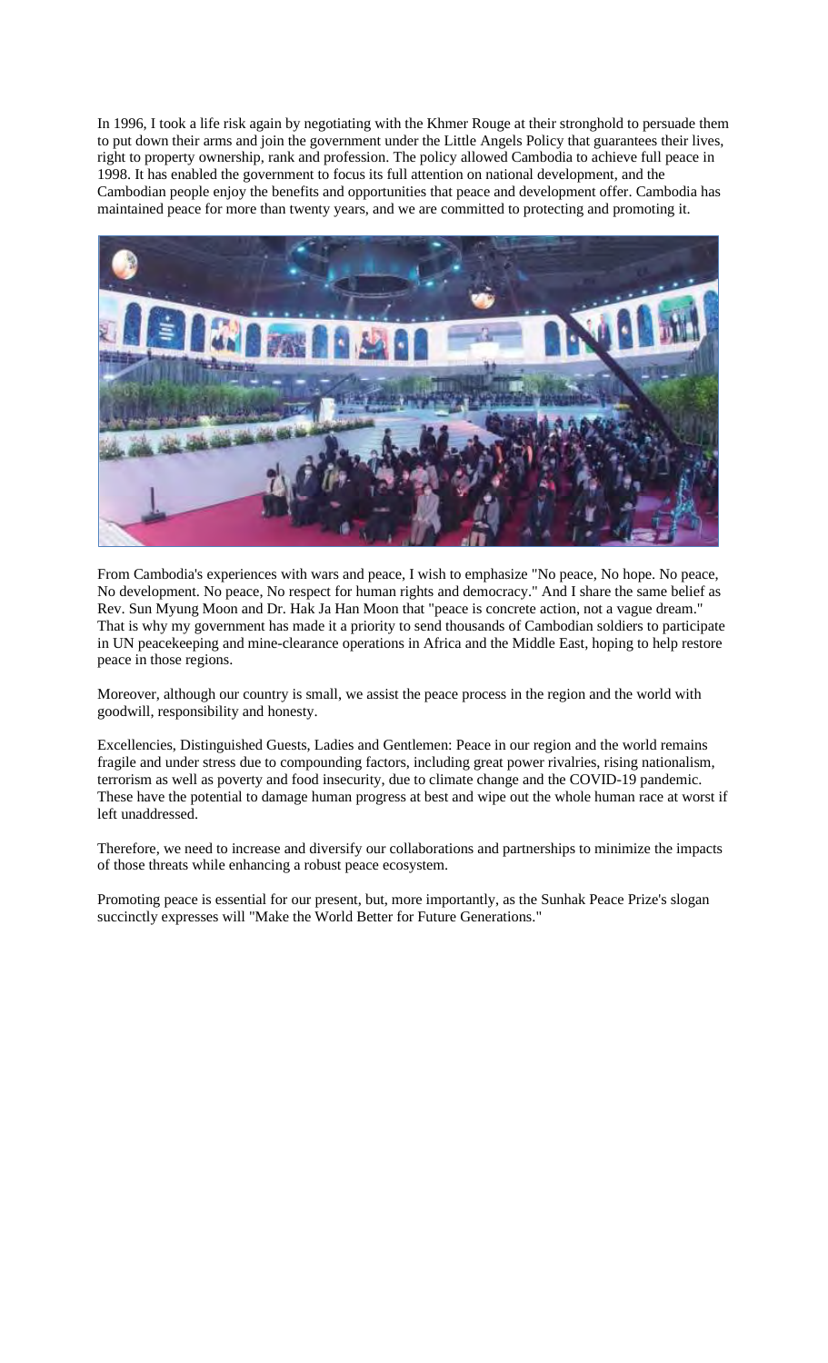In 1996, I took a life risk again by negotiating with the Khmer Rouge at their stronghold to persuade them to put down their arms and join the government under the Little Angels Policy that guarantees their lives, right to property ownership, rank and profession. The policy allowed Cambodia to achieve full peace in 1998. It has enabled the government to focus its full attention on national development, and the Cambodian people enjoy the benefits and opportunities that peace and development offer. Cambodia has maintained peace for more than twenty years, and we are committed to protecting and promoting it.

From Cambodia's experiences with wars and peace, I wish to emphasize "No peace, No hope. No peace, No development. No peace, No respect for human rights and democracy." And I share the same belief as Rev. Sun Myung Moon and Dr. Hak Ja Han Moon that "peace is concrete action, not a vague dream." That is why my government has made it a priority to send thousands of Cambodian soldiers to participate in UN peacekeeping and mine-clearance operations in Africa and the Middle East, hoping to help restore peace in those regions.

Moreover, although our country is small, we assist the peace process in the region and the world with goodwill, responsibility and honesty.

Excellencies, Distinguished Guests, Ladies and Gentlemen: Peace in our region and the world remains fragile and under stress due to compounding factors, including great power rivalries, rising nationalism, terrorism as well as poverty and food insecurity, due to climate change and the COVID-19 pandemic. These have the potential to damage human progress at best and wipe out the whole human race at worst if left unaddressed.

Therefore, we need to increase and diversify our collaborations and partnerships to minimize the impacts of those threats while enhancing a robust peace ecosystem.

Promoting peace is essential for our present, but, more importantly, as the Sunhak Peace Prize's slogan succinctly expresses will "Make the World Better for Future Generations."